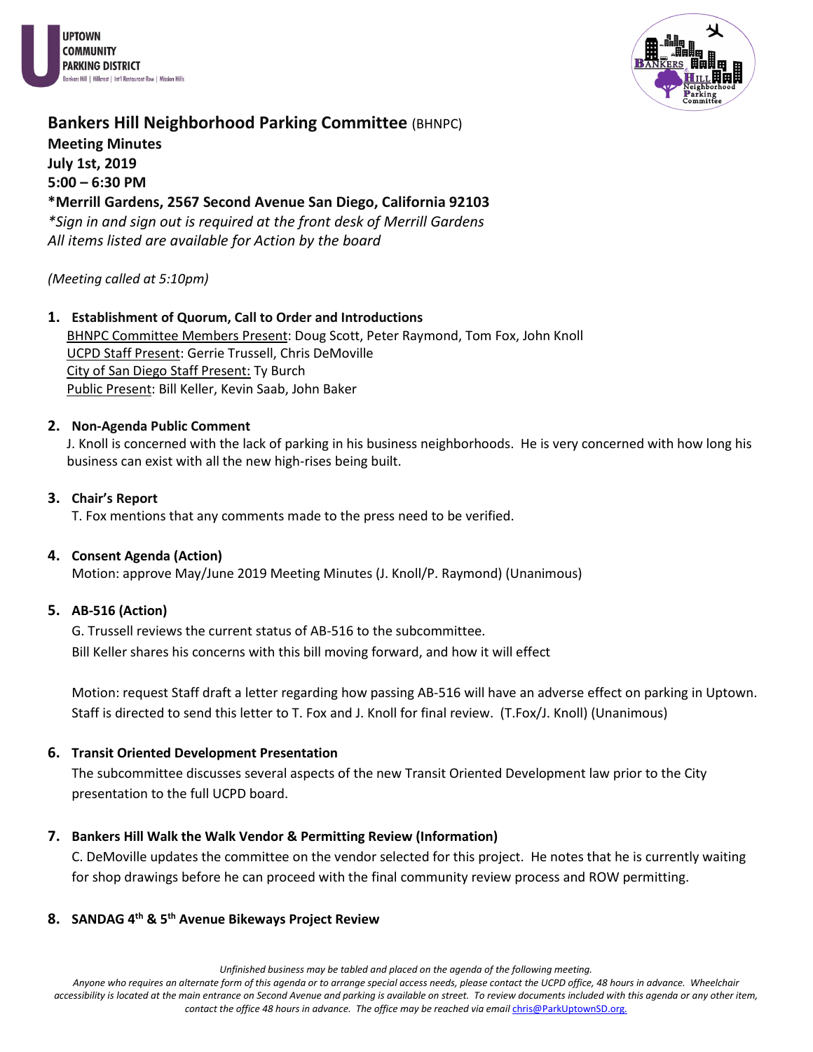UPTOWN COMMUNITY PARKING DISTRICT
Bankers Hill | Hillcrest | Int'l Restaurant Row | Mission Hills

# Bankers Hill Neighborhood Parking Committee (BHNPC)

**Meeting Minutes**
**July 1st, 2019**
**5:00 – 6:30 PM**
***Merrill Gardens, 2567 Second Avenue San Diego, California 92103**

*\*Sign in and sign out is required at the front desk of Merrill Gardens*
*All items listed are available for Action by the board*

*(Meeting called at 5:10pm)*

1. **Establishment of Quorum, Call to Order and Introductions**
   BHNPC Committee Members Present: Doug Scott, Peter Raymond, Tom Fox, John Knoll
   UCPD Staff Present: Gerrie Trussell, Chris DeMoville
   City of San Diego Staff Present: Ty Burch
   Public Present: Bill Keller, Kevin Saab, John Baker

2. **Non-Agenda Public Comment**
   J. Knoll is concerned with the lack of parking in his business neighborhoods. He is very concerned with how long his business can exist with all the new high-rises being built.

3. **Chair's Report**
   T. Fox mentions that any comments made to the press need to be verified.

4. **Consent Agenda (Action)**
   Motion: approve May/June 2019 Meeting Minutes (J. Knoll/P. Raymond) (Unanimous)

5. **AB-516 (Action)**
   G. Trussell reviews the current status of AB-516 to the subcommittee.
   Bill Keller shares his concerns with this bill moving forward, and how it will effect

   Motion: request Staff draft a letter regarding how passing AB-516 will have an adverse effect on parking in Uptown. Staff is directed to send this letter to T. Fox and J. Knoll for final review. (T.Fox/J. Knoll) (Unanimous)

6. **Transit Oriented Development Presentation**
   The subcommittee discusses several aspects of the new Transit Oriented Development law prior to the City presentation to the full UCPD board.

7. **Bankers Hill Walk the Walk Vendor & Permitting Review (Information)**
   C. DeMoville updates the committee on the vendor selected for this project. He notes that he is currently waiting for shop drawings before he can proceed with the final community review process and ROW permitting.

8. **SANDAG 4th & 5th Avenue Bikeways Project Review**

*Unfinished business may be tabled and placed on the agenda of the following meeting.*
*Anyone who requires an alternate form of this agenda or to arrange special access needs, please contact the UCPD office, 48 hours in advance. Wheelchair accessibility is located at the main entrance on Second Avenue and parking is available on street. To review documents included with this agenda or any other item, contact the office 48 hours in advance. The office may be reached via email chris@ParkUptownSD.org.*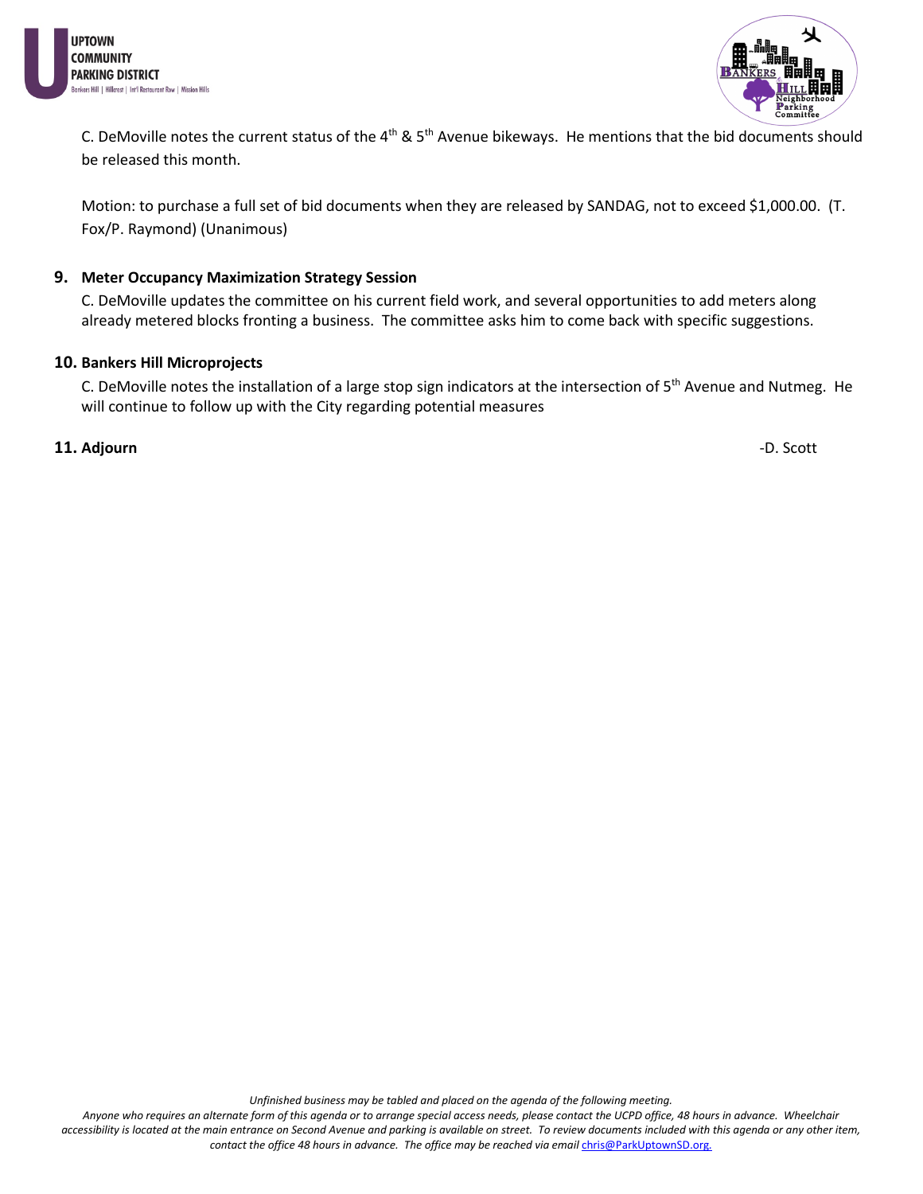C. DeMoville notes the current status of the 4th & 5th Avenue bikeways. He mentions that the bid documents should be released this month.

Motion: to purchase a full set of bid documents when they are released by SANDAG, not to exceed $1,000.00. (T. Fox/P. Raymond) (Unanimous)

**9. Meter Occupancy Maximization Strategy Session**

C. DeMoville updates the committee on his current field work, and several opportunities to add meters along already metered blocks fronting a business. The committee asks him to come back with specific suggestions.

**10. Bankers Hill Microprojects**

C. DeMoville notes the installation of a large stop sign indicators at the intersection of 5th Avenue and Nutmeg. He will continue to follow up with the City regarding potential measures

**11. Adjourn** -D. Scott

*Unfinished business may be tabled and placed on the agenda of the following meeting.*

*Anyone who requires an alternate form of this agenda or to arrange special access needs, please contact the UCPD office, 48 hours in advance. Wheelchair accessibility is located at the main entrance on Second Avenue and parking is available on street. To review documents included with this agenda or any other item, contact the office 48 hours in advance. The office may be reached via email chris@ParkUptownSD.org.*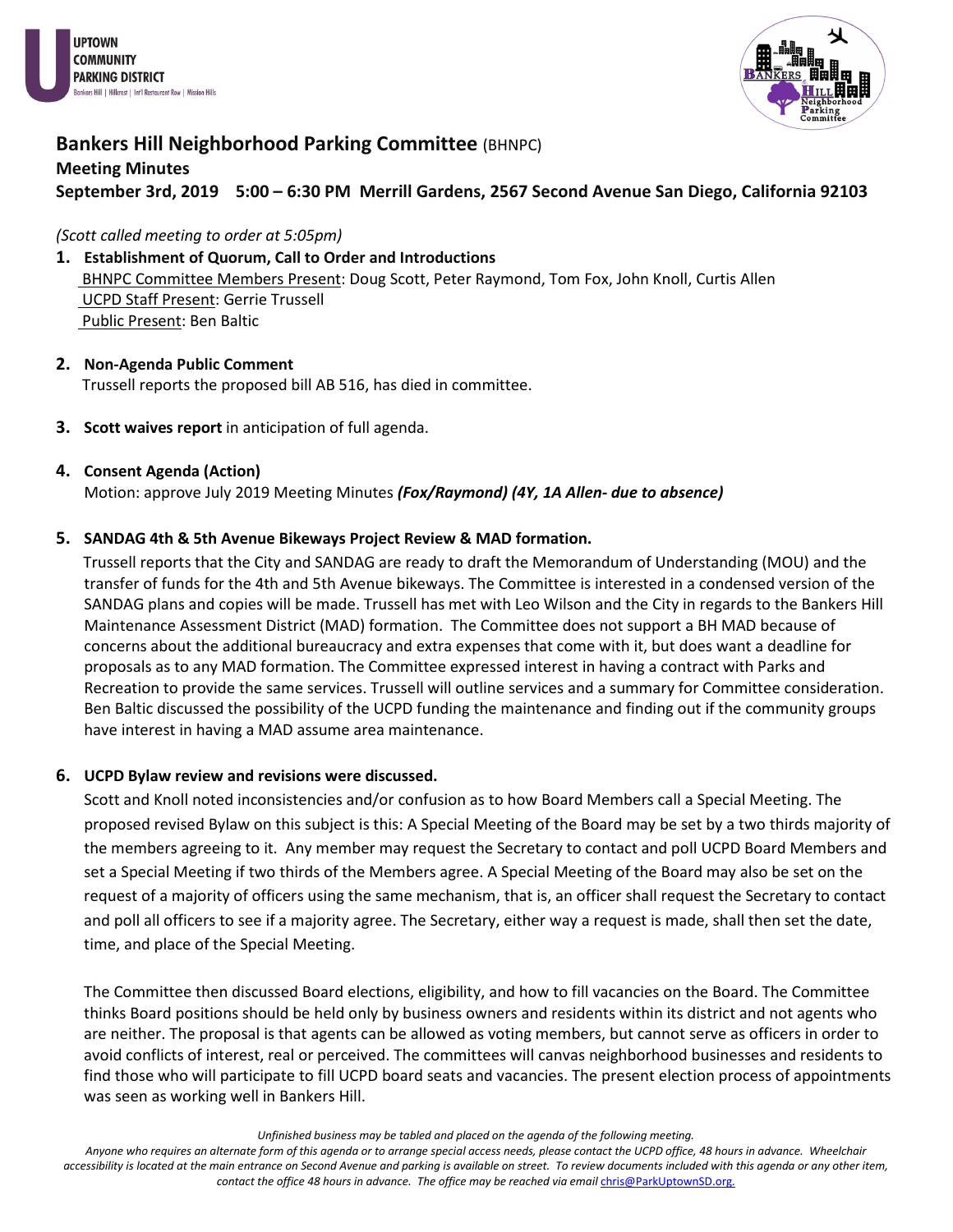UPTOWN COMMUNITY PARKING DISTRICT
Bankers Hill | Hillcrest | Int'l Restaurant Row | Mission Hills

## Bankers Hill Neighborhood Parking Committee (BHNPC)

**Meeting Minutes**

**September 3rd, 2019 5:00 – 6:30 PM Merrill Gardens, 2567 Second Avenue San Diego, California 92103**

*(Scott called meeting to order at 5:05pm)*

1. **Establishment of Quorum, Call to Order and Introductions**
   BHNPC Committee Members Present: Doug Scott, Peter Raymond, Tom Fox, John Knoll, Curtis Allen
   UCPD Staff Present: Gerrie Trussell
   Public Present: Ben Baltic

2. **Non-Agenda Public Comment**
   Trussell reports the proposed bill AB 516, has died in committee.

3. **Scott waives report** in anticipation of full agenda.

4. **Consent Agenda (Action)**
   Motion: approve July 2019 Meeting Minutes ***(Fox/Raymond) (4Y, 1A Allen- due to absence)***

5. **SANDAG 4th & 5th Avenue Bikeways Project Review & MAD formation.**
   Trussell reports that the City and SANDAG are ready to draft the Memorandum of Understanding (MOU) and the transfer of funds for the 4th and 5th Avenue bikeways. The Committee is interested in a condensed version of the SANDAG plans and copies will be made. Trussell has met with Leo Wilson and the City in regards to the Bankers Hill Maintenance Assessment District (MAD) formation. The Committee does not support a BH MAD because of concerns about the additional bureaucracy and extra expenses that come with it, but does want a deadline for proposals as to any MAD formation. The Committee expressed interest in having a contract with Parks and Recreation to provide the same services. Trussell will outline services and a summary for Committee consideration. Ben Baltic discussed the possibility of the UCPD funding the maintenance and finding out if the community groups have interest in having a MAD assume area maintenance.

6. **UCPD Bylaw review and revisions were discussed.**
   Scott and Knoll noted inconsistencies and/or confusion as to how Board Members call a Special Meeting. The proposed revised Bylaw on this subject is this: A Special Meeting of the Board may be set by a two thirds majority of the members agreeing to it. Any member may request the Secretary to contact and poll UCPD Board Members and set a Special Meeting if two thirds of the Members agree. A Special Meeting of the Board may also be set on the request of a majority of officers using the same mechanism, that is, an officer shall request the Secretary to contact and poll all officers to see if a majority agree. The Secretary, either way a request is made, shall then set the date, time, and place of the Special Meeting.

   The Committee then discussed Board elections, eligibility, and how to fill vacancies on the Board. The Committee thinks Board positions should be held only by business owners and residents within its district and not agents who are neither. The proposal is that agents can be allowed as voting members, but cannot serve as officers in order to avoid conflicts of interest, real or perceived. The committees will canvas neighborhood businesses and residents to find those who will participate to fill UCPD board seats and vacancies. The present election process of appointments was seen as working well in Bankers Hill.

*Unfinished business may be tabled and placed on the agenda of the following meeting.*
*Anyone who requires an alternate form of this agenda or to arrange special access needs, please contact the UCPD office, 48 hours in advance. Wheelchair accessibility is located at the main entrance on Second Avenue and parking is available on street. To review documents included with this agenda or any other item, contact the office 48 hours in advance. The office may be reached via email chris@ParkUptownSD.org.*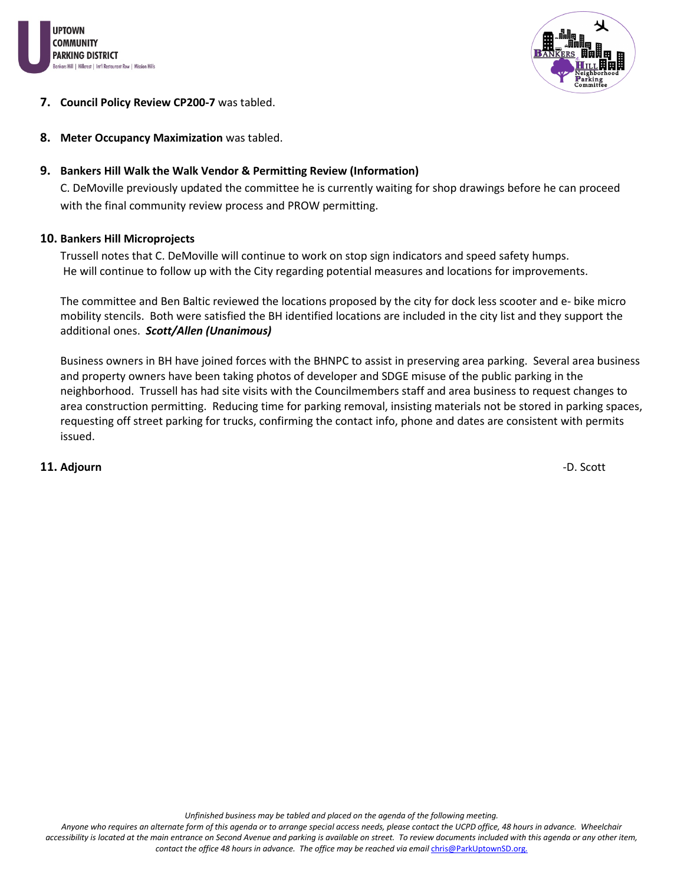7. **Council Policy Review CP200-7** was tabled.

8. **Meter Occupancy Maximization** was tabled.

9. **Bankers Hill Walk the Walk Vendor & Permitting Review (Information)**
   C. DeMoville previously updated the committee he is currently waiting for shop drawings before he can proceed with the final community review process and PROW permitting.

10. **Bankers Hill Microprojects**
    Trussell notes that C. DeMoville will continue to work on stop sign indicators and speed safety humps. He will continue to follow up with the City regarding potential measures and locations for improvements.

    The committee and Ben Baltic reviewed the locations proposed by the city for dock less scooter and e- bike micro mobility stencils. Both were satisfied the BH identified locations are included in the city list and they support the additional ones. ***Scott/Allen (Unanimous)***

    Business owners in BH have joined forces with the BHNPC to assist in preserving area parking. Several area business and property owners have been taking photos of developer and SDGE misuse of the public parking in the neighborhood. Trussell has had site visits with the Councilmembers staff and area business to request changes to area construction permitting. Reducing time for parking removal, insisting materials not be stored in parking spaces, requesting off street parking for trucks, confirming the contact info, phone and dates are consistent with permits issued.

11. **Adjourn** -D. Scott

*Unfinished business may be tabled and placed on the agenda of the following meeting.*
*Anyone who requires an alternate form of this agenda or to arrange special access needs, please contact the UCPD office, 48 hours in advance. Wheelchair accessibility is located at the main entrance on Second Avenue and parking is available on street. To review documents included with this agenda or any other item, contact the office 48 hours in advance. The office may be reached via email chris@ParkUptownSD.org.*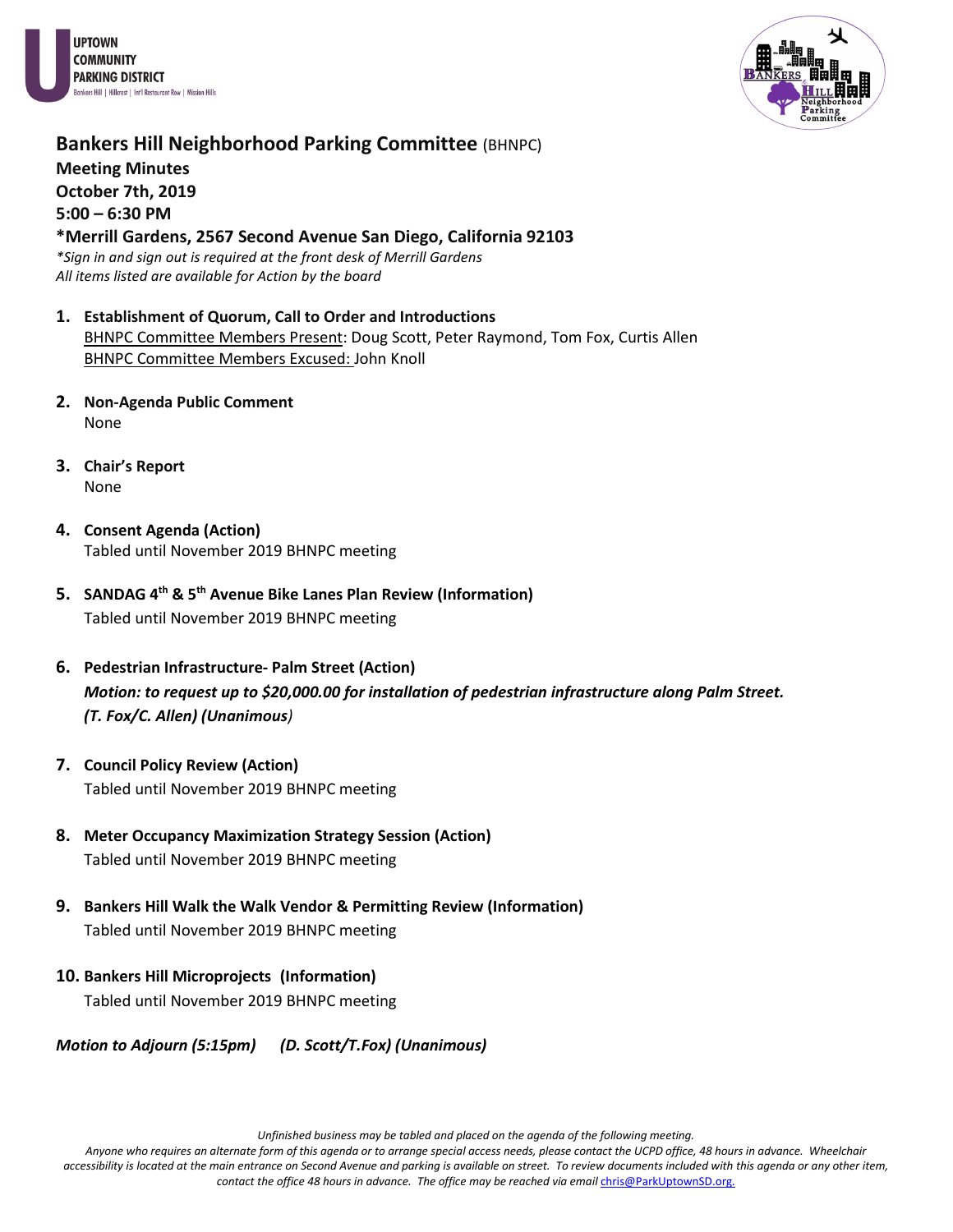UPTOWN COMMUNITY PARKING DISTRICT
Bankers Hill | Hillcrest | Int'l Restaurant Row | Mission Hills

# Bankers Hill Neighborhood Parking Committee (BHNPC)

**Meeting Minutes**
**October 7th, 2019**
**5:00 – 6:30 PM**
**\*Merrill Gardens, 2567 Second Avenue San Diego, California 92103**
*\*Sign in and sign out is required at the front desk of Merrill Gardens*
*All items listed are available for Action by the board*

1. **Establishment of Quorum, Call to Order and Introductions**
   BHNPC Committee Members Present: Doug Scott, Peter Raymond, Tom Fox, Curtis Allen
   BHNPC Committee Members Excused: John Knoll

2. **Non-Agenda Public Comment**
   None

3. **Chair's Report**
   None

4. **Consent Agenda (Action)**
   Tabled until November 2019 BHNPC meeting

5. **SANDAG 4th & 5th Avenue Bike Lanes Plan Review (Information)**
   Tabled until November 2019 BHNPC meeting

6. **Pedestrian Infrastructure- Palm Street (Action)**
   ***Motion: to request up to $20,000.00 for installation of pedestrian infrastructure along Palm Street. (T. Fox/C. Allen) (Unanimous)***

7. **Council Policy Review (Action)**
   Tabled until November 2019 BHNPC meeting

8. **Meter Occupancy Maximization Strategy Session (Action)**
   Tabled until November 2019 BHNPC meeting

9. **Bankers Hill Walk the Walk Vendor & Permitting Review (Information)**
   Tabled until November 2019 BHNPC meeting

10. **Bankers Hill Microprojects (Information)**
    Tabled until November 2019 BHNPC meeting

***Motion to Adjourn (5:15pm) (D. Scott/T.Fox) (Unanimous)***

*Unfinished business may be tabled and placed on the agenda of the following meeting.*
*Anyone who requires an alternate form of this agenda or to arrange special access needs, please contact the UCPD office, 48 hours in advance. Wheelchair accessibility is located at the main entrance on Second Avenue and parking is available on street. To review documents included with this agenda or any other item, contact the office 48 hours in advance. The office may be reached via email chris@ParkUptownSD.org.*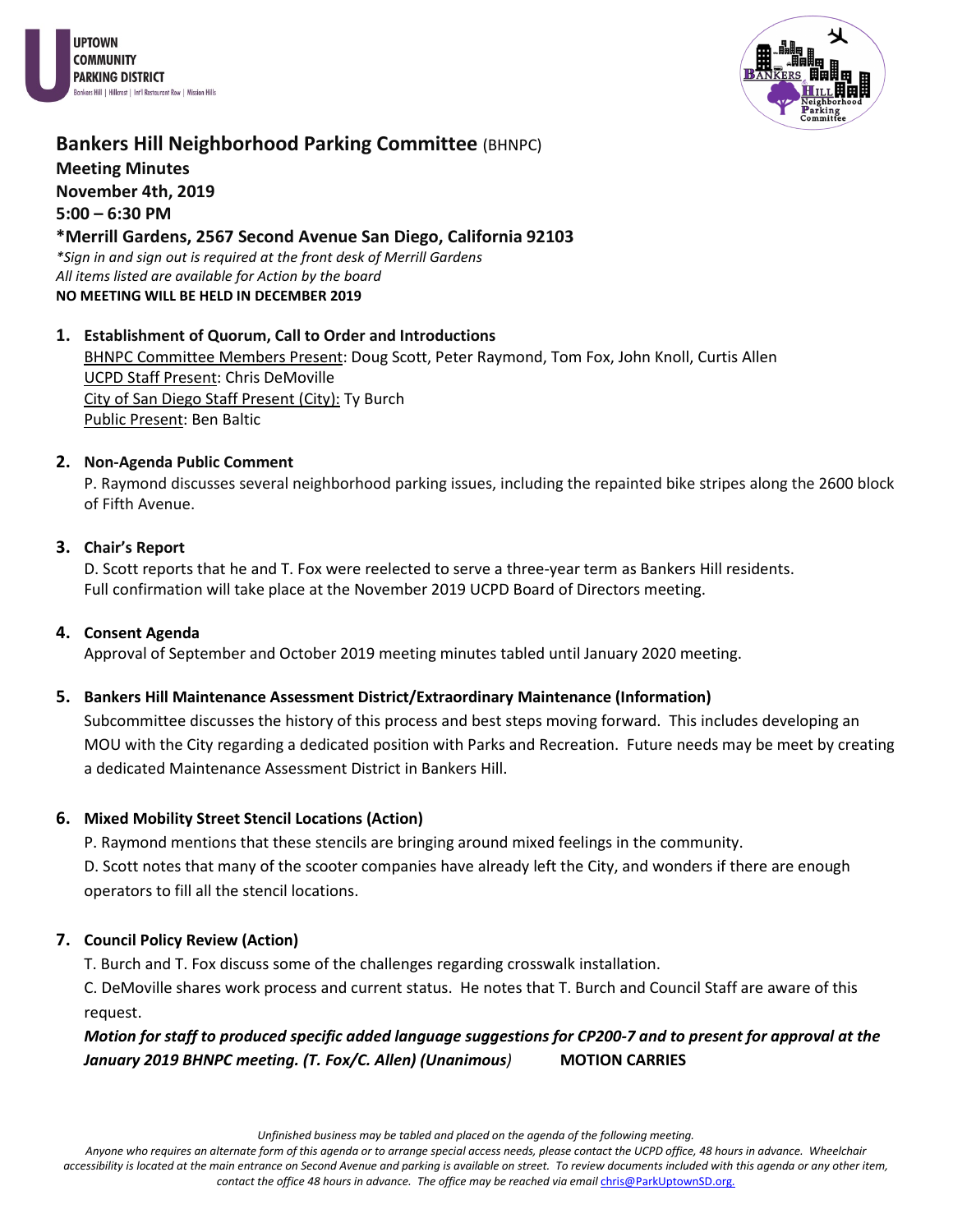# Bankers Hill Neighborhood Parking Committee (BHNPC)

**Meeting Minutes**
**November 4th, 2019**
**5:00 – 6:30 PM**
**\*Merrill Gardens, 2567 Second Avenue San Diego, California 92103**

*\*Sign in and sign out is required at the front desk of Merrill Gardens*
*All items listed are available for Action by the board*
**NO MEETING WILL BE HELD IN DECEMBER 2019**

1. **Establishment of Quorum, Call to Order and Introductions**
   <u>BHNPC Committee Members Present</u>: Doug Scott, Peter Raymond, Tom Fox, John Knoll, Curtis Allen
   <u>UCPD Staff Present</u>: Chris DeMoville
   <u>City of San Diego Staff Present (City):</u> Ty Burch
   <u>Public Present</u>: Ben Baltic

2. **Non-Agenda Public Comment**
   P. Raymond discusses several neighborhood parking issues, including the repainted bike stripes along the 2600 block of Fifth Avenue.

3. **Chair's Report**
   D. Scott reports that he and T. Fox were reelected to serve a three-year term as Bankers Hill residents. Full confirmation will take place at the November 2019 UCPD Board of Directors meeting.

4. **Consent Agenda**
   Approval of September and October 2019 meeting minutes tabled until January 2020 meeting.

5. **Bankers Hill Maintenance Assessment District/Extraordinary Maintenance (Information)**
   Subcommittee discusses the history of this process and best steps moving forward. This includes developing an MOU with the City regarding a dedicated position with Parks and Recreation. Future needs may be meet by creating a dedicated Maintenance Assessment District in Bankers Hill.

6. **Mixed Mobility Street Stencil Locations (Action)**
   P. Raymond mentions that these stencils are bringing around mixed feelings in the community.
   D. Scott notes that many of the scooter companies have already left the City, and wonders if there are enough operators to fill all the stencil locations.

7. **Council Policy Review (Action)**
   T. Burch and T. Fox discuss some of the challenges regarding crosswalk installation.
   C. DeMoville shares work process and current status. He notes that T. Burch and Council Staff are aware of this request.
   ***Motion for staff to produced specific added language suggestions for CP200-7 and to present for approval at the January 2019 BHNPC meeting. (T. Fox/C. Allen) (Unanimous)*** **MOTION CARRIES**

*Unfinished business may be tabled and placed on the agenda of the following meeting.*
*Anyone who requires an alternate form of this agenda or to arrange special access needs, please contact the UCPD office, 48 hours in advance. Wheelchair accessibility is located at the main entrance on Second Avenue and parking is available on street. To review documents included with this agenda or any other item, contact the office 48 hours in advance. The office may be reached via email chris@ParkUptownSD.org.*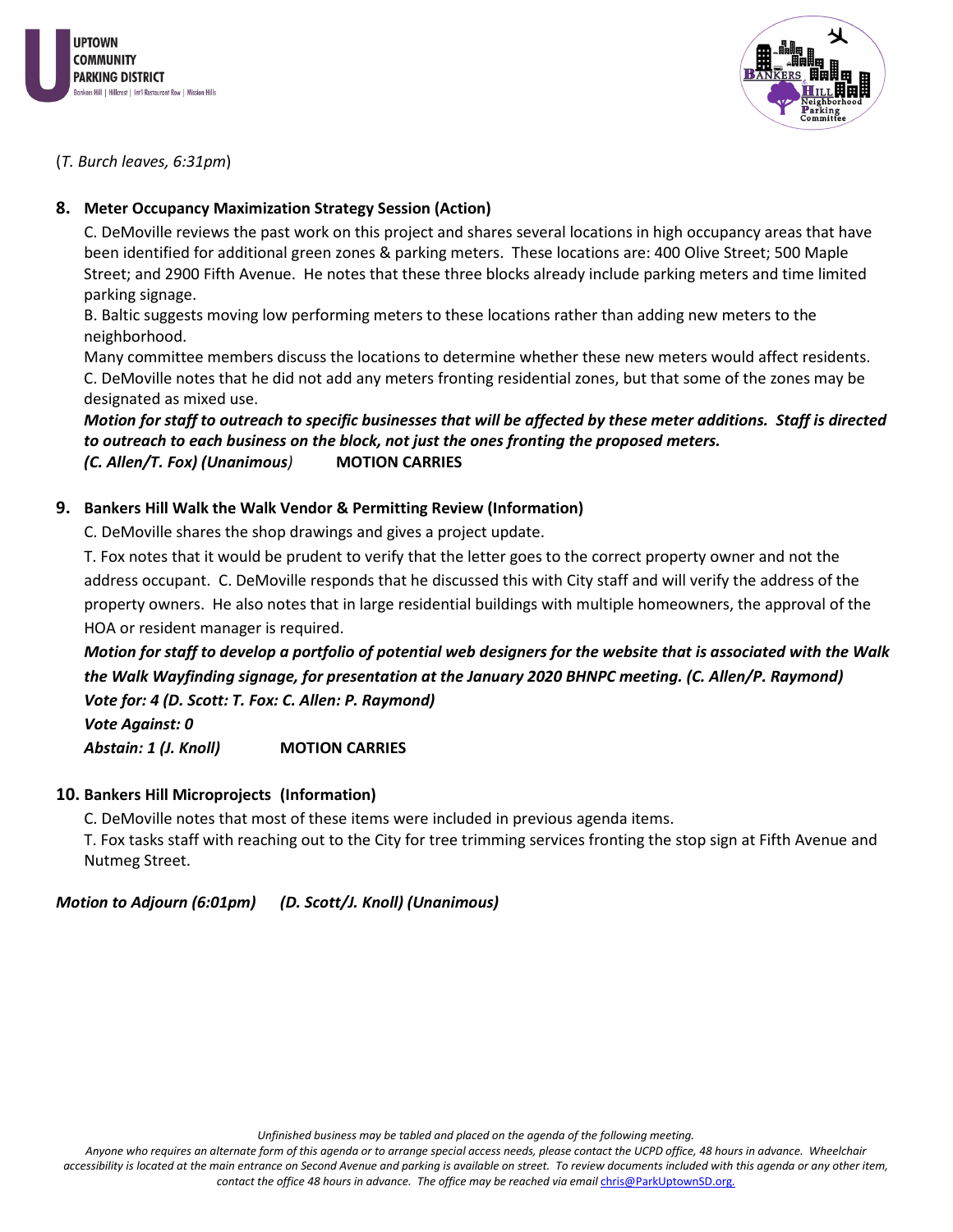(*T. Burch leaves, 6:31pm*)

**8. Meter Occupancy Maximization Strategy Session (Action)**

C. DeMoville reviews the past work on this project and shares several locations in high occupancy areas that have been identified for additional green zones & parking meters. These locations are: 400 Olive Street; 500 Maple Street; and 2900 Fifth Avenue. He notes that these three blocks already include parking meters and time limited parking signage.

B. Baltic suggests moving low performing meters to these locations rather than adding new meters to the neighborhood.

Many committee members discuss the locations to determine whether these new meters would affect residents. C. DeMoville notes that he did not add any meters fronting residential zones, but that some of the zones may be designated as mixed use.

***Motion for staff to outreach to specific businesses that will be affected by these meter additions. Staff is directed to outreach to each business on the block, not just the ones fronting the proposed meters.***
***(C. Allen/T. Fox) (Unanimous)*** **MOTION CARRIES**

**9. Bankers Hill Walk the Walk Vendor & Permitting Review (Information)**

C. DeMoville shares the shop drawings and gives a project update.

T. Fox notes that it would be prudent to verify that the letter goes to the correct property owner and not the address occupant. C. DeMoville responds that he discussed this with City staff and will verify the address of the property owners. He also notes that in large residential buildings with multiple homeowners, the approval of the HOA or resident manager is required.

***Motion for staff to develop a portfolio of potential web designers for the website that is associated with the Walk the Walk Wayfinding signage, for presentation at the January 2020 BHNPC meeting. (C. Allen/P. Raymond)***
***Vote for: 4 (D. Scott: T. Fox: C. Allen: P. Raymond)***
***Vote Against: 0***
***Abstain: 1 (J. Knoll)*** **MOTION CARRIES**

**10. Bankers Hill Microprojects (Information)**

C. DeMoville notes that most of these items were included in previous agenda items.

T. Fox tasks staff with reaching out to the City for tree trimming services fronting the stop sign at Fifth Avenue and Nutmeg Street.

***Motion to Adjourn (6:01pm) (D. Scott/J. Knoll) (Unanimous)***

*Unfinished business may be tabled and placed on the agenda of the following meeting.*
*Anyone who requires an alternate form of this agenda or to arrange special access needs, please contact the UCPD office, 48 hours in advance. Wheelchair accessibility is located at the main entrance on Second Avenue and parking is available on street. To review documents included with this agenda or any other item, contact the office 48 hours in advance. The office may be reached via email chris@ParkUptownSD.org.*